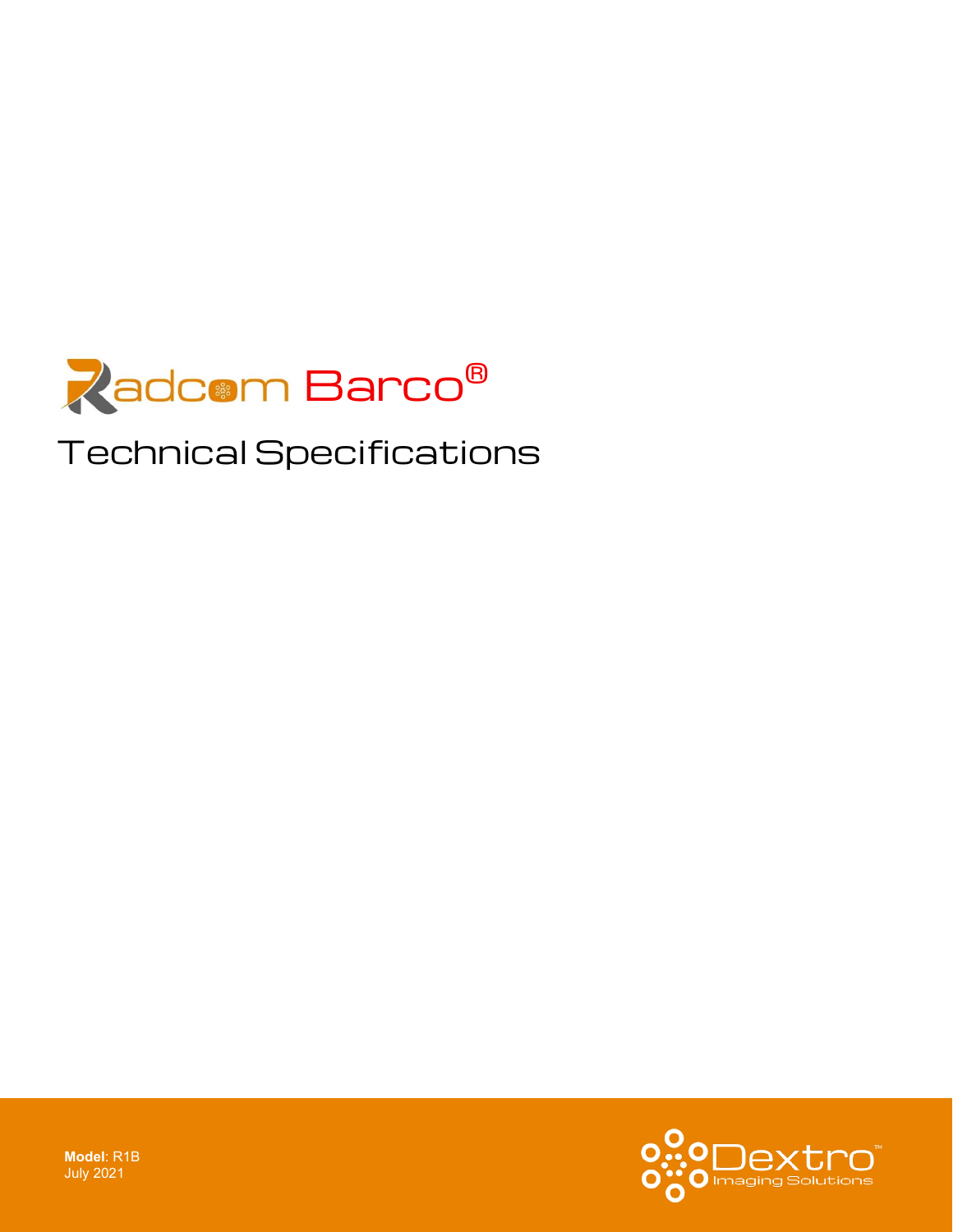# Radcom Barco®

## Technical Specifications

**Model**: R1B
July 2021

Dextro™ Imaging Solutions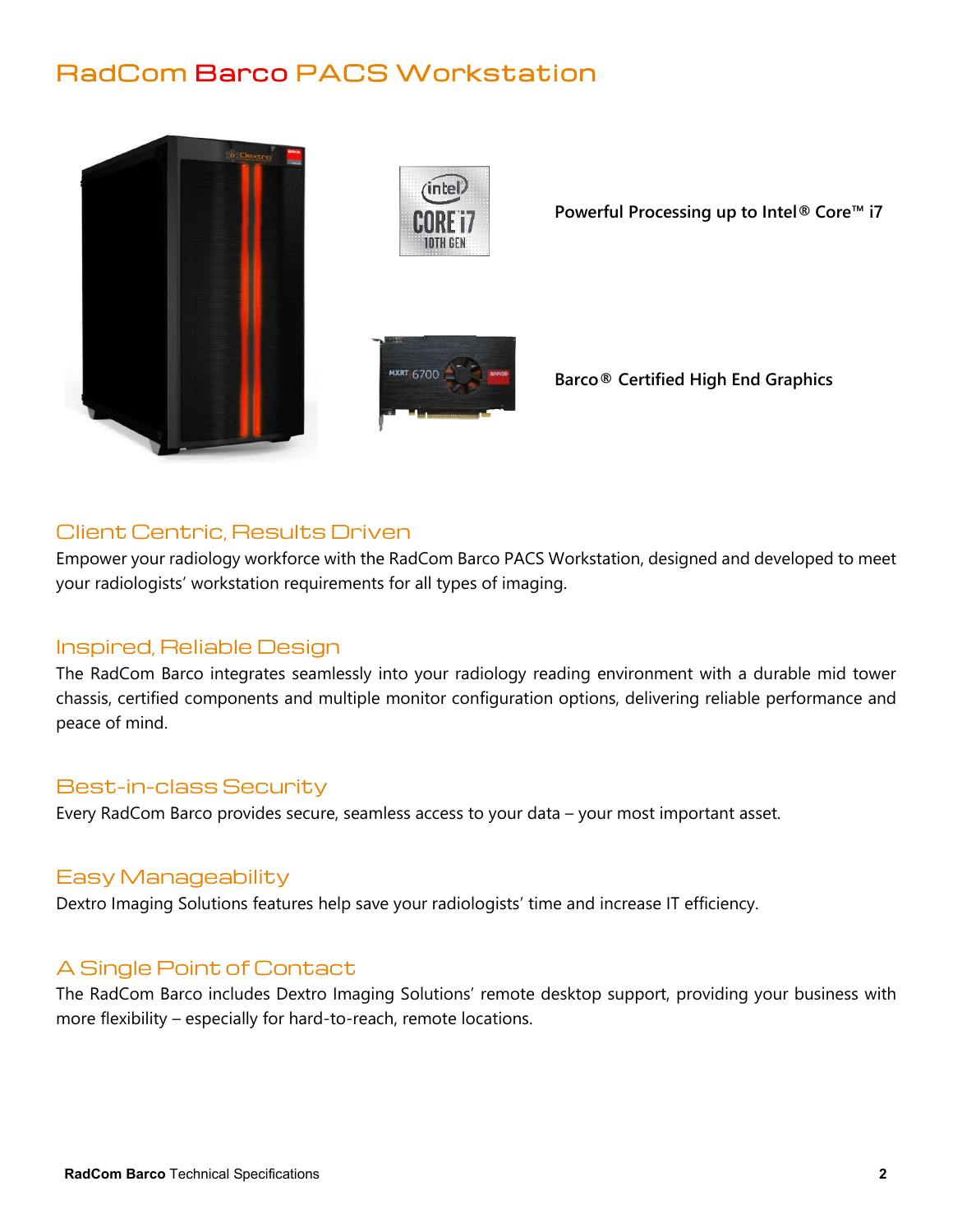# RadCom Barco PACS Workstation

**Powerful Processing up to Intel® Core™ i7**

**Barco® Certified High End Graphics**

## Client Centric, Results Driven

Empower your radiology workforce with the RadCom Barco PACS Workstation, designed and developed to meet your radiologists' workstation requirements for all types of imaging.

## Inspired, Reliable Design

The RadCom Barco integrates seamlessly into your radiology reading environment with a durable mid tower chassis, certified components and multiple monitor configuration options, delivering reliable performance and peace of mind.

## Best-in-class Security

Every RadCom Barco provides secure, seamless access to your data – your most important asset.

## Easy Manageability

Dextro Imaging Solutions features help save your radiologists' time and increase IT efficiency.

## A Single Point of Contact

The RadCom Barco includes Dextro Imaging Solutions' remote desktop support, providing your business with more flexibility – especially for hard-to-reach, remote locations.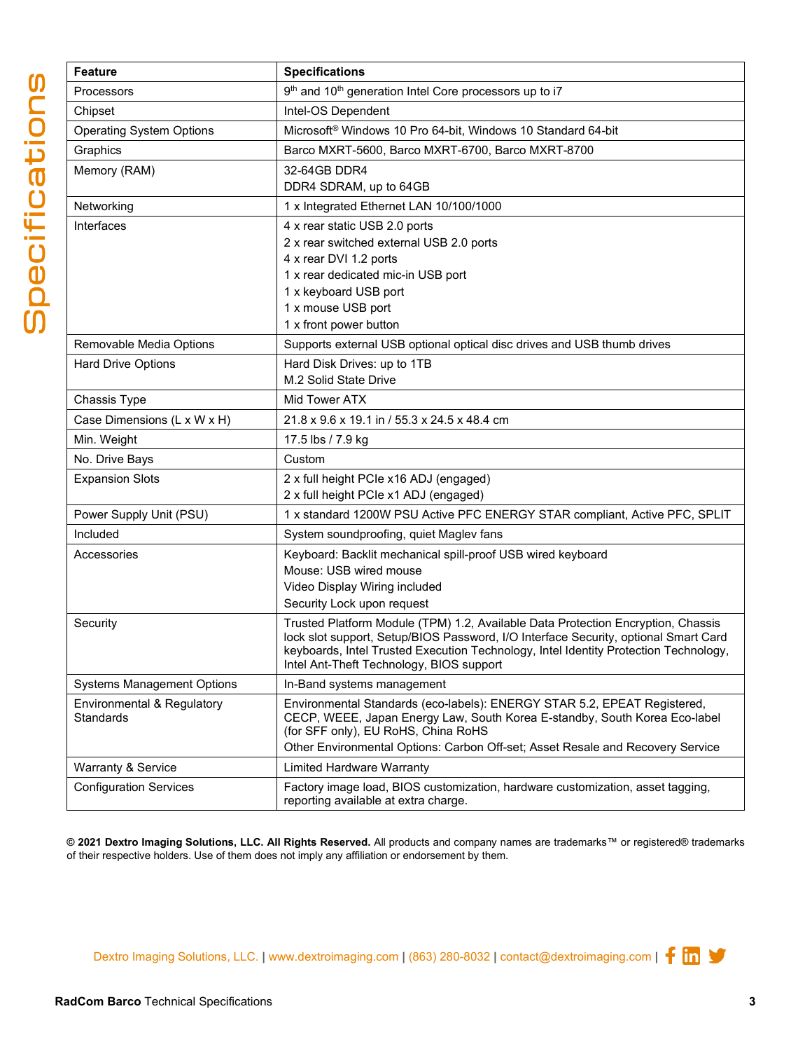# Specifications

| Feature | Specifications |
|---|---|
| Processors | 9th and 10th generation Intel Core processors up to i7 |
| Chipset | Intel-OS Dependent |
| Operating System Options | Microsoft® Windows 10 Pro 64-bit, Windows 10 Standard 64-bit |
| Graphics | Barco MXRT-5600, Barco MXRT-6700, Barco MXRT-8700 |
| Memory (RAM) | 32-64GB DDR4<br>DDR4 SDRAM, up to 64GB |
| Networking | 1 x Integrated Ethernet LAN 10/100/1000 |
| Interfaces | 4 x rear static USB 2.0 ports<br>2 x rear switched external USB 2.0 ports<br>4 x rear DVI 1.2 ports<br>1 x rear dedicated mic-in USB port<br>1 x keyboard USB port<br>1 x mouse USB port<br>1 x front power button |
| Removable Media Options | Supports external USB optional optical disc drives and USB thumb drives |
| Hard Drive Options | Hard Disk Drives: up to 1TB<br>M.2 Solid State Drive |
| Chassis Type | Mid Tower ATX |
| Case Dimensions (L x W x H) | 21.8 x 9.6 x 19.1 in / 55.3 x 24.5 x 48.4 cm |
| Min. Weight | 17.5 lbs / 7.9 kg |
| No. Drive Bays | Custom |
| Expansion Slots | 2 x full height PCIe x16 ADJ (engaged)<br>2 x full height PCIe x1 ADJ (engaged) |
| Power Supply Unit (PSU) | 1 x standard 1200W PSU Active PFC ENERGY STAR compliant, Active PFC, SPLIT |
| Included | System soundproofing, quiet Maglev fans |
| Accessories | Keyboard: Backlit mechanical spill-proof USB wired keyboard<br>Mouse: USB wired mouse<br>Video Display Wiring included<br>Security Lock upon request |
| Security | Trusted Platform Module (TPM) 1.2, Available Data Protection Encryption, Chassis lock slot support, Setup/BIOS Password, I/O Interface Security, optional Smart Card keyboards, Intel Trusted Execution Technology, Intel Identity Protection Technology, Intel Ant-Theft Technology, BIOS support |
| Systems Management Options | In-Band systems management |
| Environmental & Regulatory Standards | Environmental Standards (eco-labels): ENERGY STAR 5.2, EPEAT Registered, CECP, WEEE, Japan Energy Law, South Korea E-standby, South Korea Eco-label (for SFF only), EU RoHS, China RoHS<br>Other Environmental Options: Carbon Off-set; Asset Resale and Recovery Service |
| Warranty & Service | Limited Hardware Warranty |
| Configuration Services | Factory image load, BIOS customization, hardware customization, asset tagging, reporting available at extra charge. |

**© 2021 Dextro Imaging Solutions, LLC. All Rights Reserved.** All products and company names are trademarks™ or registered® trademarks of their respective holders. Use of them does not imply any affiliation or endorsement by them.

Dextro Imaging Solutions, LLC. | www.dextroimaging.com | (863) 280-8032 | contact@dextroimaging.com |